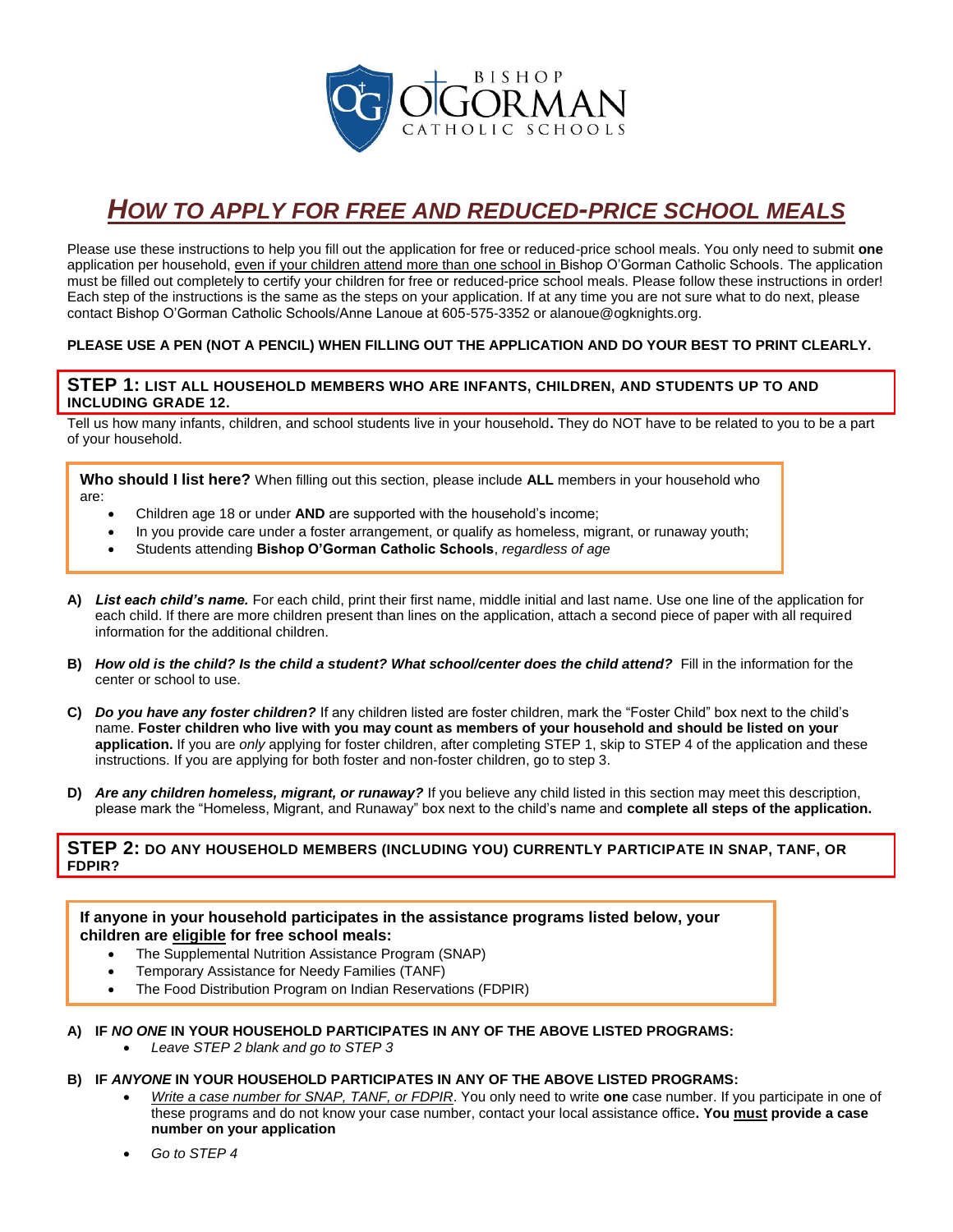BISHOP O'GORMAN CATHOLIC SCHOOLS

# *HOW TO APPLY FOR FREE AND REDUCED-PRICE SCHOOL MEALS*

Please use these instructions to help you fill out the application for free or reduced-price school meals. You only need to submit **one** application per household, even if your children attend more than one school in Bishop O'Gorman Catholic Schools. The application must be filled out completely to certify your children for free or reduced-price school meals. Please follow these instructions in order! Each step of the instructions is the same as the steps on your application. If at any time you are not sure what to do next, please contact Bishop O'Gorman Catholic Schools/Anne Lanoue at 605-575-3352 or alanoue@ogknights.org.

**PLEASE USE A PEN (NOT A PENCIL) WHEN FILLING OUT THE APPLICATION AND DO YOUR BEST TO PRINT CLEARLY.**

## STEP 1: LIST ALL HOUSEHOLD MEMBERS WHO ARE INFANTS, CHILDREN, AND STUDENTS UP TO AND INCLUDING GRADE 12.

Tell us how many infants, children, and school students live in your household**.** They do NOT have to be related to you to be a part of your household.

**Who should I list here?** When filling out this section, please include **ALL** members in your household who are:

- Children age 18 or under **AND** are supported with the household's income;
- In you provide care under a foster arrangement, or qualify as homeless, migrant, or runaway youth;
- Students attending **Bishop O'Gorman Catholic Schools**, *regardless of age*

**A)** ***List each child's name.*** For each child, print their first name, middle initial and last name. Use one line of the application for each child. If there are more children present than lines on the application, attach a second piece of paper with all required information for the additional children.

**B)** ***How old is the child? Is the child a student? What school/center does the child attend?*** Fill in the information for the center or school to use.

**C)** ***Do you have any foster children?*** If any children listed are foster children, mark the "Foster Child" box next to the child's name. **Foster children who live with you may count as members of your household and should be listed on your application.** If you are *only* applying for foster children, after completing STEP 1, skip to STEP 4 of the application and these instructions. If you are applying for both foster and non-foster children, go to step 3.

**D)** ***Are any children homeless, migrant, or runaway?*** If you believe any child listed in this section may meet this description, please mark the "Homeless, Migrant, and Runaway" box next to the child's name and **complete all steps of the application.**

## STEP 2: DO ANY HOUSEHOLD MEMBERS (INCLUDING YOU) CURRENTLY PARTICIPATE IN SNAP, TANF, OR FDPIR?

**If anyone in your household participates in the assistance programs listed below, your children are eligible for free school meals:**

- The Supplemental Nutrition Assistance Program (SNAP)
- Temporary Assistance for Needy Families (TANF)
- The Food Distribution Program on Indian Reservations (FDPIR)

**A) IF *NO ONE* IN YOUR HOUSEHOLD PARTICIPATES IN ANY OF THE ABOVE LISTED PROGRAMS:**

- *Leave STEP 2 blank and go to STEP 3*

**B) IF *ANYONE* IN YOUR HOUSEHOLD PARTICIPATES IN ANY OF THE ABOVE LISTED PROGRAMS:**

- *Write a case number for SNAP, TANF, or FDPIR*. You only need to write **one** case number. If you participate in one of these programs and do not know your case number, contact your local assistance office**. You must provide a case number on your application**
- *Go to STEP 4*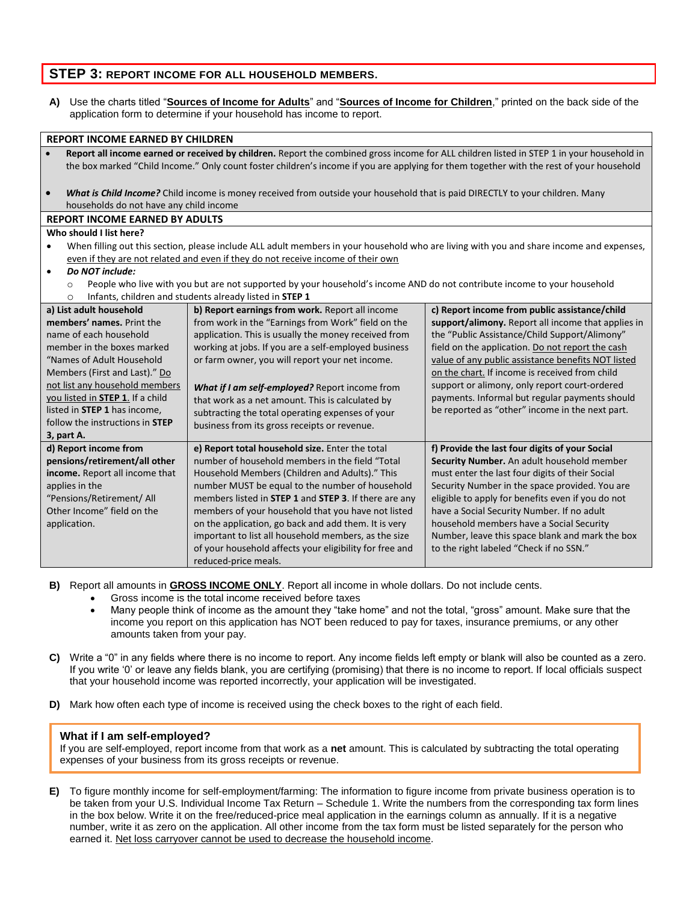## STEP 3: REPORT INCOME FOR ALL HOUSEHOLD MEMBERS.

**A)** Use the charts titled "**Sources of Income for Adults**" and "**Sources of Income for Children**," printed on the back side of the application form to determine if your household has income to report.

**REPORT INCOME EARNED BY CHILDREN**

- **Report all income earned or received by children.** Report the combined gross income for ALL children listed in STEP 1 in your household in the box marked "Child Income." Only count foster children's income if you are applying for them together with the rest of your household
- ***What is Child Income?*** Child income is money received from outside your household that is paid DIRECTLY to your children. Many households do not have any child income

**REPORT INCOME EARNED BY ADULTS**

**Who should I list here?**

- When filling out this section, please include ALL adult members in your household who are living with you and share income and expenses, even if they are not related and even if they do not receive income of their own
- ***Do NOT include:***
  - People who live with you but are not supported by your household's income AND do not contribute income to your household
  - Infants, children and students already listed in **STEP 1**

| | | |
|---|---|---|
| **a) List adult household members' names.** Print the name of each household member in the boxes marked "Names of Adult Household Members (First and Last)." Do not list any household members you listed in **STEP 1**. If a child listed in **STEP 1** has income, follow the instructions in **STEP 3, part A.** | **b) Report earnings from work.** Report all income from work in the "Earnings from Work" field on the application. This is usually the money received from working at jobs. If you are a self-employed business or farm owner, you will report your net income.<br><br>***What if I am self-employed?*** Report income from that work as a net amount. This is calculated by subtracting the total operating expenses of your business from its gross receipts or revenue. | **c) Report income from public assistance/child support/alimony.** Report all income that applies in the "Public Assistance/Child Support/Alimony" field on the application. Do not report the cash value of any public assistance benefits NOT listed on the chart. If income is received from child support or alimony, only report court-ordered payments. Informal but regular payments should be reported as "other" income in the next part. |
| **d) Report income from pensions/retirement/all other income.** Report all income that applies in the "Pensions/Retirement/ All Other Income" field on the application. | **e) Report total household size.** Enter the total number of household members in the field "Total Household Members (Children and Adults)." This number MUST be equal to the number of household members listed in **STEP 1** and **STEP 3**. If there are any members of your household that you have not listed on the application, go back and add them. It is very important to list all household members, as the size of your household affects your eligibility for free and reduced-price meals. | **f) Provide the last four digits of your Social Security Number.** An adult household member must enter the last four digits of their Social Security Number in the space provided. You are eligible to apply for benefits even if you do not have a Social Security Number. If no adult household members have a Social Security Number, leave this space blank and mark the box to the right labeled "Check if no SSN." |

**B)** Report all amounts in **GROSS INCOME ONLY**. Report all income in whole dollars. Do not include cents.

- Gross income is the total income received before taxes
- Many people think of income as the amount they "take home" and not the total, "gross" amount. Make sure that the income you report on this application has NOT been reduced to pay for taxes, insurance premiums, or any other amounts taken from your pay.

**C)** Write a "0" in any fields where there is no income to report. Any income fields left empty or blank will also be counted as a zero. If you write '0' or leave any fields blank, you are certifying (promising) that there is no income to report. If local officials suspect that your household income was reported incorrectly, your application will be investigated.

**D)** Mark how often each type of income is received using the check boxes to the right of each field.

**What if I am self-employed?**
If you are self-employed, report income from that work as a **net** amount. This is calculated by subtracting the total operating expenses of your business from its gross receipts or revenue.

**E)** To figure monthly income for self-employment/farming: The information to figure income from private business operation is to be taken from your U.S. Individual Income Tax Return – Schedule 1. Write the numbers from the corresponding tax form lines in the box below. Write it on the free/reduced-price meal application in the earnings column as annually. If it is a negative number, write it as zero on the application. All other income from the tax form must be listed separately for the person who earned it. Net loss carryover cannot be used to decrease the household income.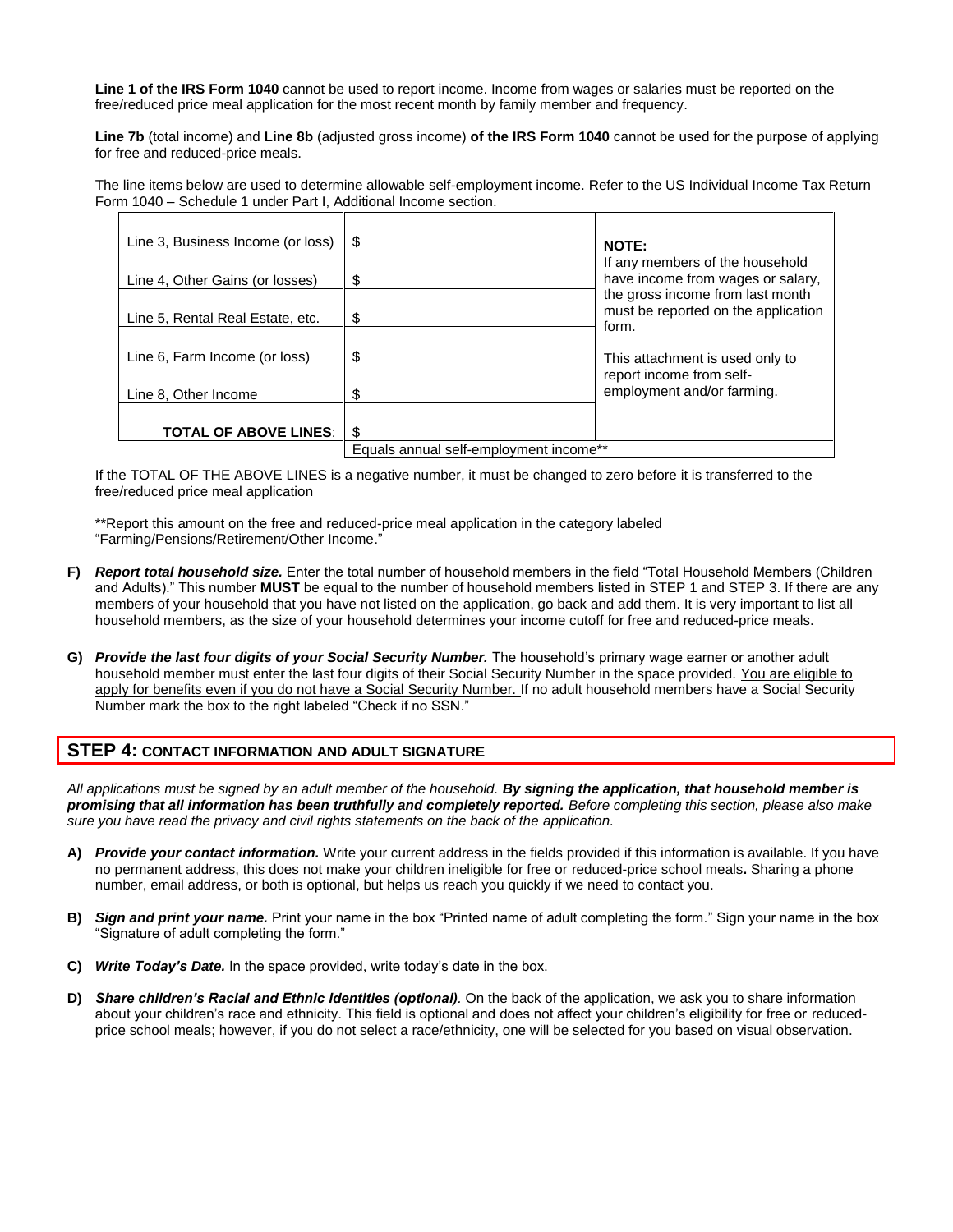**Line 1 of the IRS Form 1040** cannot be used to report income. Income from wages or salaries must be reported on the free/reduced price meal application for the most recent month by family member and frequency.

**Line 7b** (total income) and **Line 8b** (adjusted gross income) **of the IRS Form 1040** cannot be used for the purpose of applying for free and reduced-price meals.

The line items below are used to determine allowable self-employment income. Refer to the US Individual Income Tax Return Form 1040 – Schedule 1 under Part I, Additional Income section.

| | | |
|---|---|---|
| Line 3, Business Income (or loss) | $ | **NOTE:** If any members of the household have income from wages or salary, the gross income from last month must be reported on the application form. This attachment is used only to report income from self-employment and/or farming. |
| Line 4, Other Gains (or losses) | $ | |
| Line 5, Rental Real Estate, etc. | $ | |
| Line 6, Farm Income (or loss) | $ | |
| Line 8, Other Income | $ | |
| **TOTAL OF ABOVE LINES**: | $ | |
| | Equals annual self-employment income** | |

If the TOTAL OF THE ABOVE LINES is a negative number, it must be changed to zero before it is transferred to the free/reduced price meal application

**Report this amount on the free and reduced-price meal application in the category labeled "Farming/Pensions/Retirement/Other Income."

**F)** ***Report total household size.*** Enter the total number of household members in the field "Total Household Members (Children and Adults)." This number **MUST** be equal to the number of household members listed in STEP 1 and STEP 3. If there are any members of your household that you have not listed on the application, go back and add them. It is very important to list all household members, as the size of your household determines your income cutoff for free and reduced-price meals.

**G)** ***Provide the last four digits of your Social Security Number.*** The household's primary wage earner or another adult household member must enter the last four digits of their Social Security Number in the space provided. You are eligible to apply for benefits even if you do not have a Social Security Number. If no adult household members have a Social Security Number mark the box to the right labeled "Check if no SSN."

## STEP 4: CONTACT INFORMATION AND ADULT SIGNATURE

*All applications must be signed by an adult member of the household.* ***By signing the application, that household member is promising that all information has been truthfully and completely reported.*** *Before completing this section, please also make sure you have read the privacy and civil rights statements on the back of the application.*

**A)** ***Provide your contact information.*** Write your current address in the fields provided if this information is available. If you have no permanent address, this does not make your children ineligible for free or reduced-price school meals**.** Sharing a phone number, email address, or both is optional, but helps us reach you quickly if we need to contact you.

**B)** ***Sign and print your name.*** Print your name in the box "Printed name of adult completing the form." Sign your name in the box "Signature of adult completing the form."

**C)** ***Write Today's Date.*** In the space provided, write today's date in the box.

**D)** ***Share children's Racial and Ethnic Identities (optional).*** On the back of the application, we ask you to share information about your children's race and ethnicity. This field is optional and does not affect your children's eligibility for free or reduced-price school meals; however, if you do not select a race/ethnicity, one will be selected for you based on visual observation.